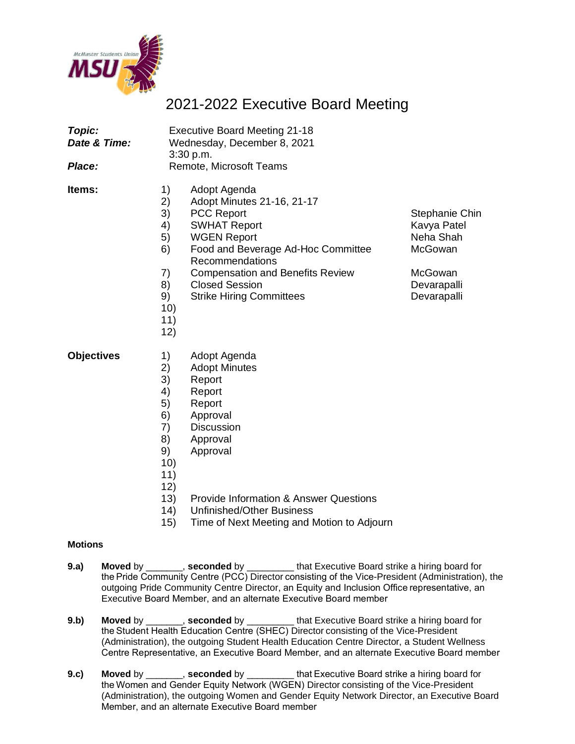# 2021-2022 Executive Board Meeting

|  |  |
|---|---|
| ***Topic:*** | Executive Board Meeting 21-18 |
| ***Date & Time:*** | Wednesday, December 8, 2021<br>3:30 p.m. |
| ***Place:*** | Remote, Microsoft Teams |

**Items:**

| # | Item | Presenter |
|---|---|---|
| 1) | Adopt Agenda | |
| 2) | Adopt Minutes 21-16, 21-17 | |
| 3) | PCC Report | Stephanie Chin |
| 4) | SWHAT Report | Kavya Patel |
| 5) | WGEN Report | Neha Shah |
| 6) | Food and Beverage Ad-Hoc Committee Recommendations | McGowan |
| 7) | Compensation and Benefits Review | McGowan |
| 8) | Closed Session | Devarapalli |
| 9) | Strike Hiring Committees | Devarapalli |
| 10) | | |
| 11) | | |
| 12) | | |

**Objectives**

1) Adopt Agenda
2) Adopt Minutes
3) Report
4) Report
5) Report
6) Approval
7) Discussion
8) Approval
9) Approval
10)
11)
12)
13) Provide Information & Answer Questions
14) Unfinished/Other Business
15) Time of Next Meeting and Motion to Adjourn

**Motions**

**9.a)** **Moved** by _______, **seconded** by _________ that Executive Board strike a hiring board for the Pride Community Centre (PCC) Director consisting of the Vice-President (Administration), the outgoing Pride Community Centre Director, an Equity and Inclusion Office representative, an Executive Board Member, and an alternate Executive Board member

**9.b)** **Moved** by _______, **seconded** by _________ that Executive Board strike a hiring board for the Student Health Education Centre (SHEC) Director consisting of the Vice-President (Administration), the outgoing Student Health Education Centre Director, a Student Wellness Centre Representative, an Executive Board Member, and an alternate Executive Board member

**9.c)** **Moved** by _______, **seconded** by _________ that Executive Board strike a hiring board for the Women and Gender Equity Network (WGEN) Director consisting of the Vice-President (Administration), the outgoing Women and Gender Equity Network Director, an Executive Board Member, and an alternate Executive Board member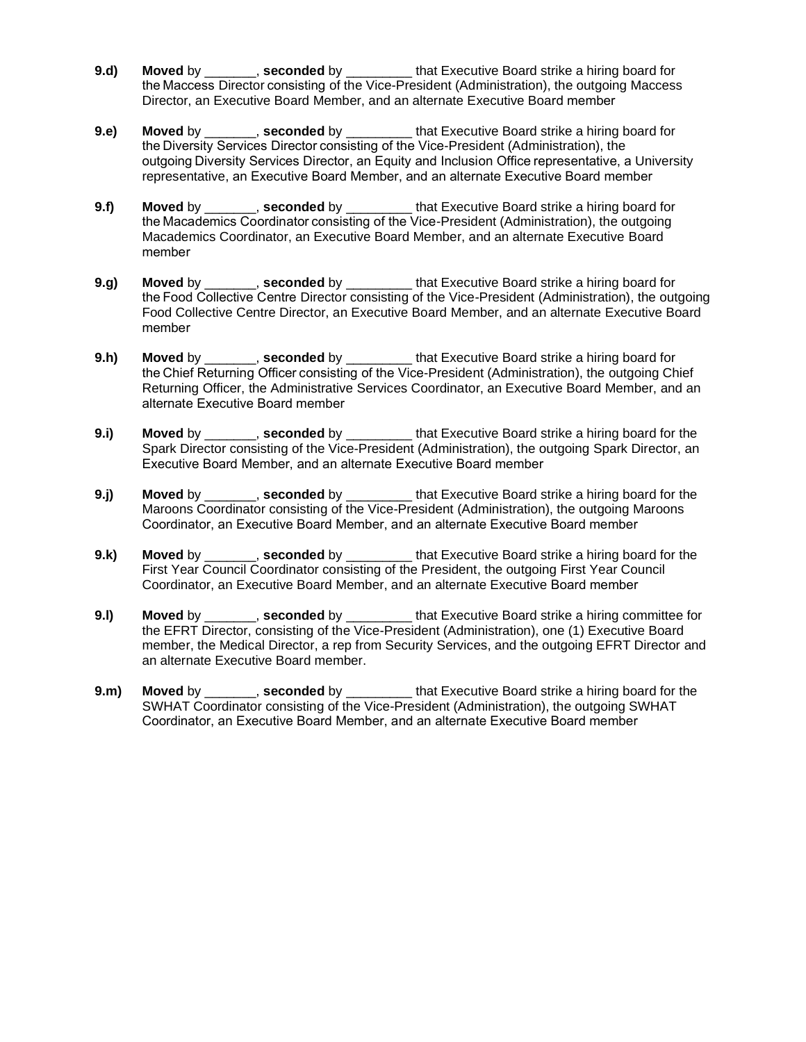**9.d)** **Moved** by _______, **seconded** by _________ that Executive Board strike a hiring board for the Maccess Director consisting of the Vice-President (Administration), the outgoing Maccess Director, an Executive Board Member, and an alternate Executive Board member

**9.e)** **Moved** by _______, **seconded** by _________ that Executive Board strike a hiring board for the Diversity Services Director consisting of the Vice-President (Administration), the outgoing Diversity Services Director, an Equity and Inclusion Office representative, a University representative, an Executive Board Member, and an alternate Executive Board member

**9.f)** **Moved** by _______, **seconded** by _________ that Executive Board strike a hiring board for the Macademics Coordinator consisting of the Vice-President (Administration), the outgoing Macademics Coordinator, an Executive Board Member, and an alternate Executive Board member

**9.g)** **Moved** by _______, **seconded** by _________ that Executive Board strike a hiring board for the Food Collective Centre Director consisting of the Vice-President (Administration), the outgoing Food Collective Centre Director, an Executive Board Member, and an alternate Executive Board member

**9.h)** **Moved** by _______, **seconded** by _________ that Executive Board strike a hiring board for the Chief Returning Officer consisting of the Vice-President (Administration), the outgoing Chief Returning Officer, the Administrative Services Coordinator, an Executive Board Member, and an alternate Executive Board member

**9.i)** **Moved** by _______, **seconded** by _________ that Executive Board strike a hiring board for the Spark Director consisting of the Vice-President (Administration), the outgoing Spark Director, an Executive Board Member, and an alternate Executive Board member

**9.j)** **Moved** by _______, **seconded** by _________ that Executive Board strike a hiring board for the Maroons Coordinator consisting of the Vice-President (Administration), the outgoing Maroons Coordinator, an Executive Board Member, and an alternate Executive Board member

**9.k)** **Moved** by _______, **seconded** by _________ that Executive Board strike a hiring board for the First Year Council Coordinator consisting of the President, the outgoing First Year Council Coordinator, an Executive Board Member, and an alternate Executive Board member

**9.l)** **Moved** by _______, **seconded** by _________ that Executive Board strike a hiring committee for the EFRT Director, consisting of the Vice-President (Administration), one (1) Executive Board member, the Medical Director, a rep from Security Services, and the outgoing EFRT Director and an alternate Executive Board member.

**9.m)** **Moved** by _______, **seconded** by _________ that Executive Board strike a hiring board for the SWHAT Coordinator consisting of the Vice-President (Administration), the outgoing SWHAT Coordinator, an Executive Board Member, and an alternate Executive Board member